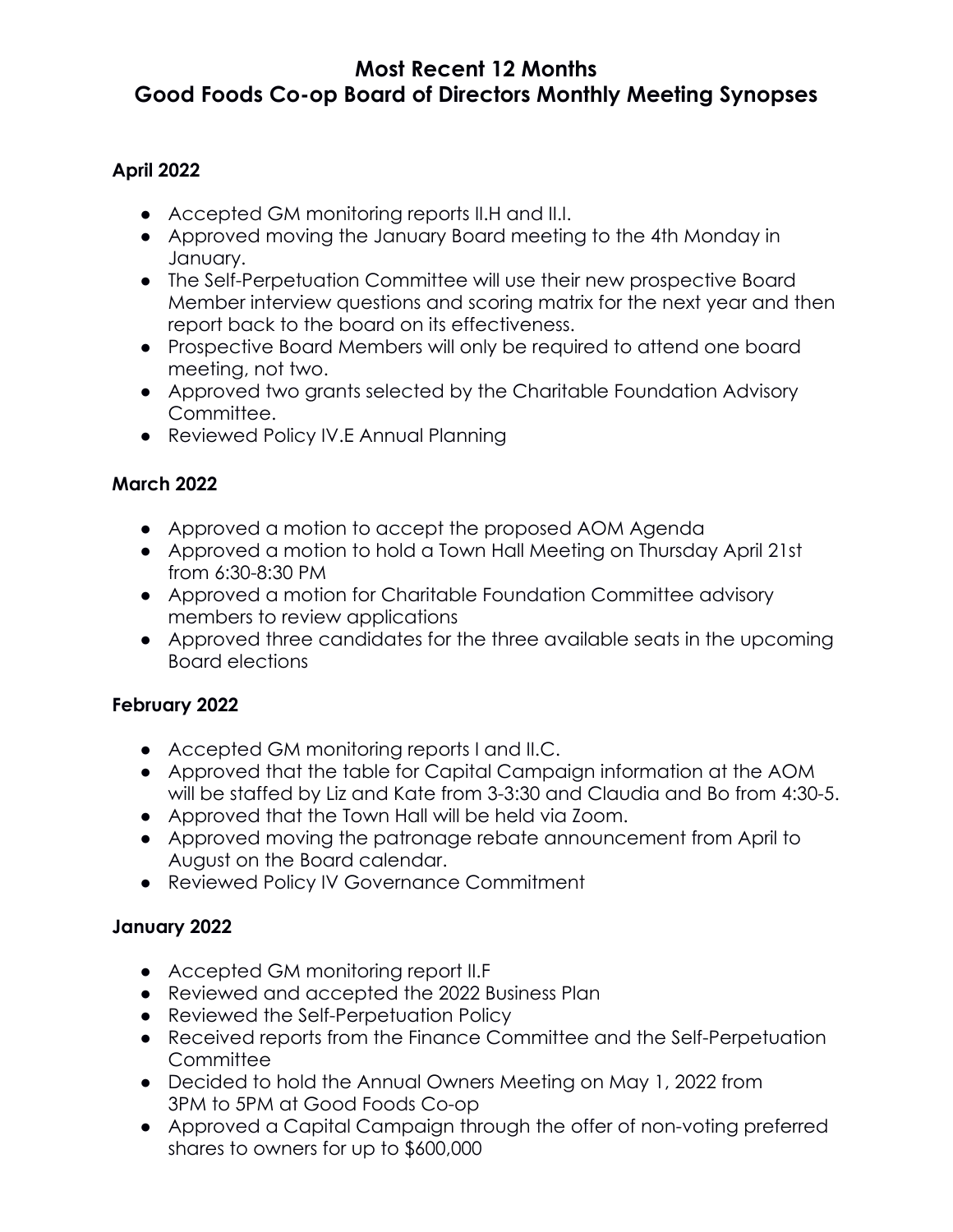# Most Recent 12 Months
# Good Foods Co-op Board of Directors Monthly Meeting Synopses

### April 2022

- Accepted GM monitoring reports II.H and II.I.
- Approved moving the January Board meeting to the 4th Monday in January.
- The Self-Perpetuation Committee will use their new prospective Board Member interview questions and scoring matrix for the next year and then report back to the board on its effectiveness.
- Prospective Board Members will only be required to attend one board meeting, not two.
- Approved two grants selected by the Charitable Foundation Advisory Committee.
- Reviewed Policy IV.E Annual Planning

### March 2022

- Approved a motion to accept the proposed AOM Agenda
- Approved a motion to hold a Town Hall Meeting on Thursday April 21st from 6:30-8:30 PM
- Approved a motion for Charitable Foundation Committee advisory members to review applications
- Approved three candidates for the three available seats in the upcoming Board elections

### February 2022

- Accepted GM monitoring reports I and II.C.
- Approved that the table for Capital Campaign information at the AOM will be staffed by Liz and Kate from 3-3:30 and Claudia and Bo from 4:30-5.
- Approved that the Town Hall will be held via Zoom.
- Approved moving the patronage rebate announcement from April to August on the Board calendar.
- Reviewed Policy IV Governance Commitment

### January 2022

- Accepted GM monitoring report II.F
- Reviewed and accepted the 2022 Business Plan
- Reviewed the Self-Perpetuation Policy
- Received reports from the Finance Committee and the Self-Perpetuation Committee
- Decided to hold the Annual Owners Meeting on May 1, 2022 from 3PM to 5PM at Good Foods Co-op
- Approved a Capital Campaign through the offer of non-voting preferred shares to owners for up to $600,000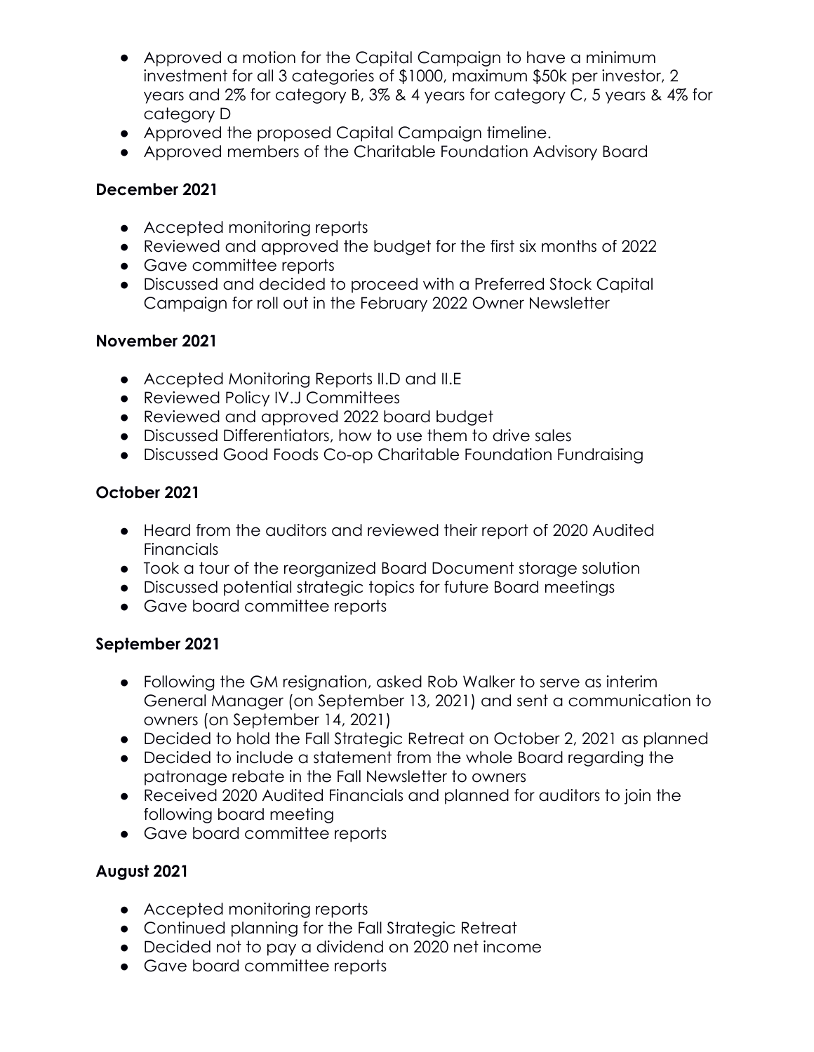- Approved a motion for the Capital Campaign to have a minimum investment for all 3 categories of $1000, maximum $50k per investor, 2 years and 2% for category B, 3% & 4 years for category C, 5 years & 4% for category D
- Approved the proposed Capital Campaign timeline.
- Approved members of the Charitable Foundation Advisory Board

**December 2021**

- Accepted monitoring reports
- Reviewed and approved the budget for the first six months of 2022
- Gave committee reports
- Discussed and decided to proceed with a Preferred Stock Capital Campaign for roll out in the February 2022 Owner Newsletter

**November 2021**

- Accepted Monitoring Reports II.D and II.E
- Reviewed Policy IV.J Committees
- Reviewed and approved 2022 board budget
- Discussed Differentiators, how to use them to drive sales
- Discussed Good Foods Co-op Charitable Foundation Fundraising

**October 2021**

- Heard from the auditors and reviewed their report of 2020 Audited Financials
- Took a tour of the reorganized Board Document storage solution
- Discussed potential strategic topics for future Board meetings
- Gave board committee reports

**September 2021**

- Following the GM resignation, asked Rob Walker to serve as interim General Manager (on September 13, 2021) and sent a communication to owners (on September 14, 2021)
- Decided to hold the Fall Strategic Retreat on October 2, 2021 as planned
- Decided to include a statement from the whole Board regarding the patronage rebate in the Fall Newsletter to owners
- Received 2020 Audited Financials and planned for auditors to join the following board meeting
- Gave board committee reports

**August 2021**

- Accepted monitoring reports
- Continued planning for the Fall Strategic Retreat
- Decided not to pay a dividend on 2020 net income
- Gave board committee reports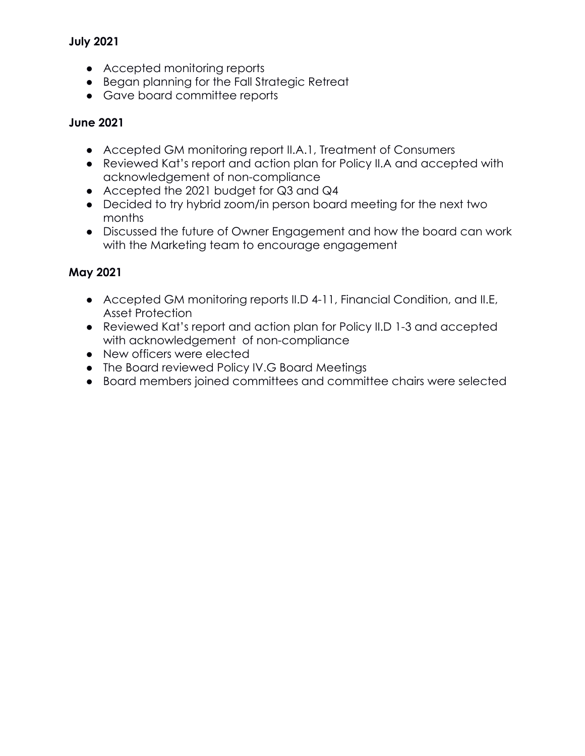**July 2021**

- Accepted monitoring reports
- Began planning for the Fall Strategic Retreat
- Gave board committee reports

**June 2021**

- Accepted GM monitoring report II.A.1, Treatment of Consumers
- Reviewed Kat's report and action plan for Policy II.A and accepted with acknowledgement of non-compliance
- Accepted the 2021 budget for Q3 and Q4
- Decided to try hybrid zoom/in person board meeting for the next two months
- Discussed the future of Owner Engagement and how the board can work with the Marketing team to encourage engagement

**May 2021**

- Accepted GM monitoring reports II.D 4-11, Financial Condition, and II.E, Asset Protection
- Reviewed Kat's report and action plan for Policy II.D 1-3 and accepted with acknowledgement of non-compliance
- New officers were elected
- The Board reviewed Policy IV.G Board Meetings
- Board members joined committees and committee chairs were selected